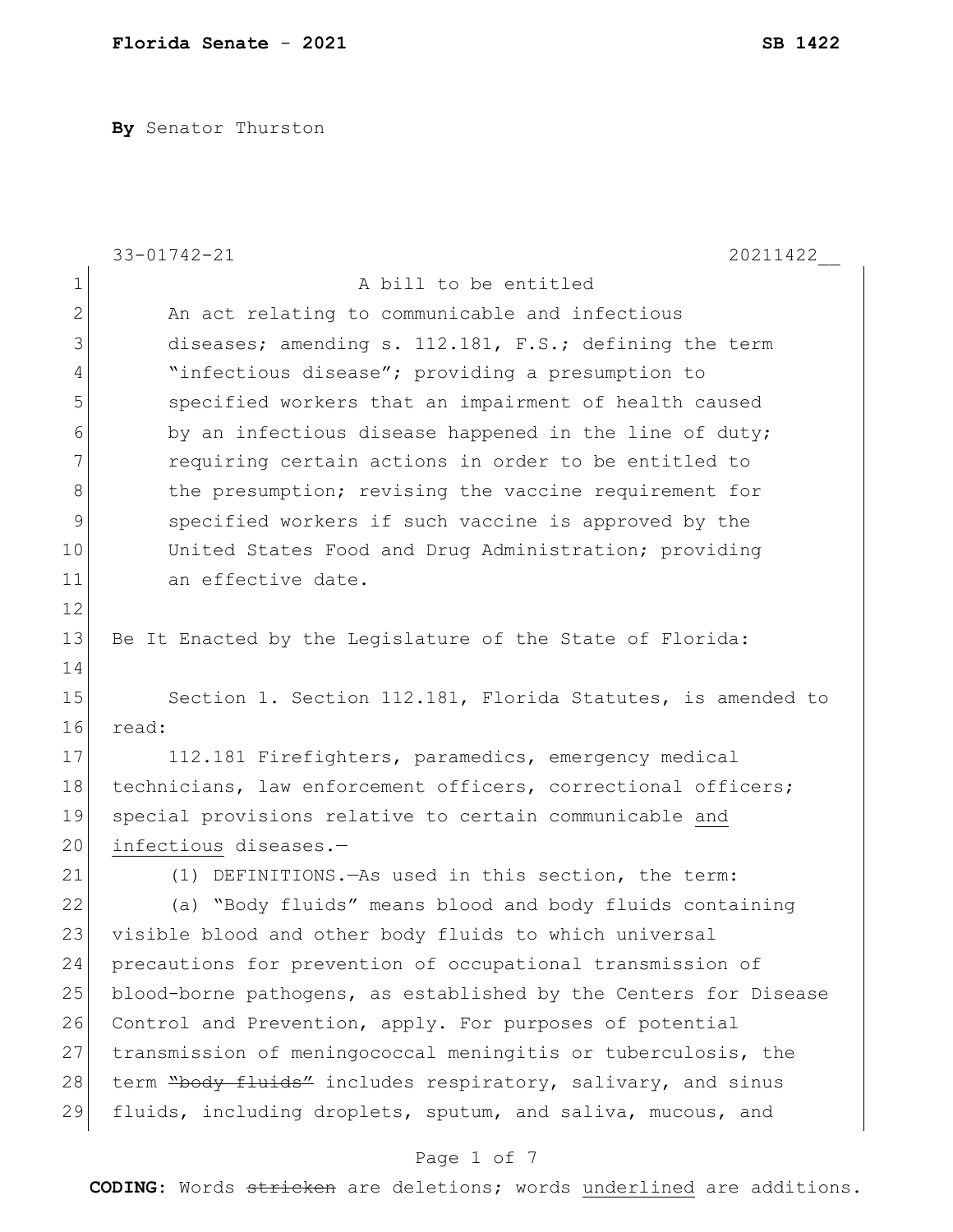**Florida Senate - 2021** **SB 1422**

**By** Senator Thurston

33-01742-21 20211422__

A bill to be entitled

An act relating to communicable and infectious diseases; amending s. 112.181, F.S.; defining the term "infectious disease"; providing a presumption to specified workers that an impairment of health caused by an infectious disease happened in the line of duty; requiring certain actions in order to be entitled to the presumption; revising the vaccine requirement for specified workers if such vaccine is approved by the United States Food and Drug Administration; providing an effective date.

Be It Enacted by the Legislature of the State of Florida:

Section 1. Section 112.181, Florida Statutes, is amended to read:

112.181 Firefighters, paramedics, emergency medical technicians, law enforcement officers, correctional officers; special provisions relative to certain communicable <u>and infectious</u> diseases.—

(1) DEFINITIONS.—As used in this section, the term:

(a) "Body fluids" means blood and body fluids containing visible blood and other body fluids to which universal precautions for prevention of occupational transmission of blood-borne pathogens, as established by the Centers for Disease Control and Prevention, apply. For purposes of potential transmission of meningococcal meningitis or tuberculosis, the term ~~"body fluids"~~ includes respiratory, salivary, and sinus fluids, including droplets, sputum, and saliva, mucous, and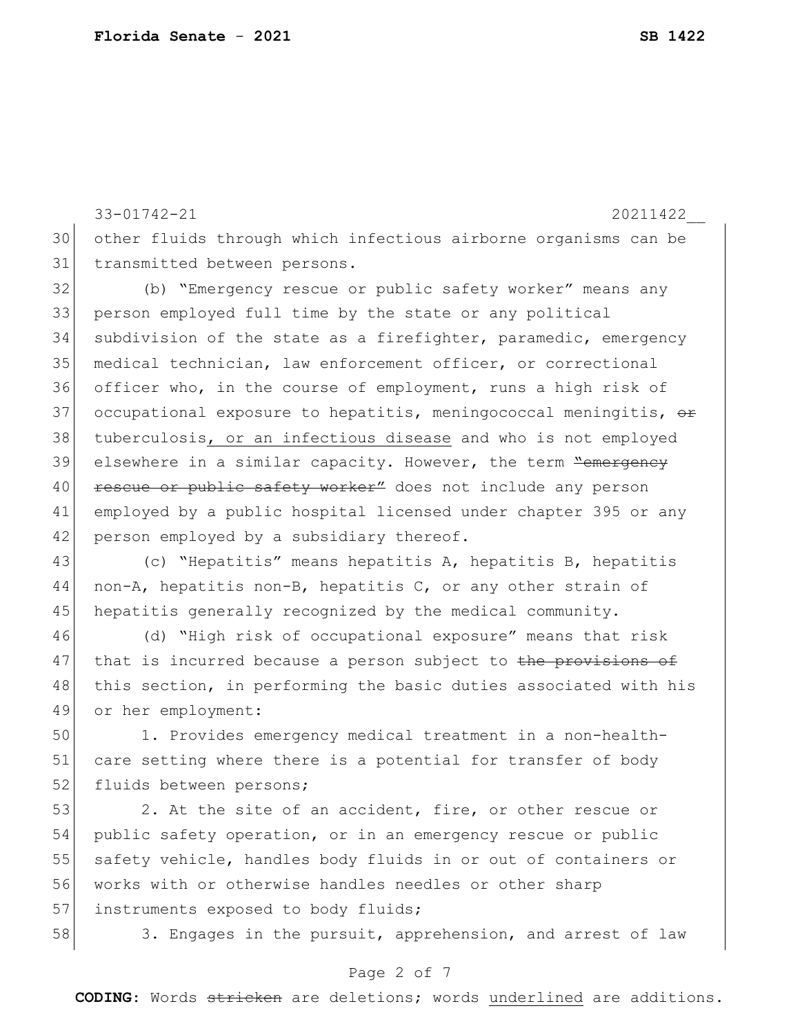other fluids through which infectious airborne organisms can be transmitted between persons.

(b) "Emergency rescue or public safety worker" means any person employed full time by the state or any political subdivision of the state as a firefighter, paramedic, emergency medical technician, law enforcement officer, or correctional officer who, in the course of employment, runs a high risk of occupational exposure to hepatitis, meningococcal meningitis, ~~or~~ tuberculosis, <u>or an infectious disease</u> and who is not employed elsewhere in a similar capacity. However, the term ~~"emergency rescue or public safety worker"~~ does not include any person employed by a public hospital licensed under chapter 395 or any person employed by a subsidiary thereof.

(c) "Hepatitis" means hepatitis A, hepatitis B, hepatitis non-A, hepatitis non-B, hepatitis C, or any other strain of hepatitis generally recognized by the medical community.

(d) "High risk of occupational exposure" means that risk that is incurred because a person subject to ~~the provisions of~~ this section, in performing the basic duties associated with his or her employment:

1. Provides emergency medical treatment in a non-health-care setting where there is a potential for transfer of body fluids between persons;

2. At the site of an accident, fire, or other rescue or public safety operation, or in an emergency rescue or public safety vehicle, handles body fluids in or out of containers or works with or otherwise handles needles or other sharp instruments exposed to body fluids;

3. Engages in the pursuit, apprehension, and arrest of law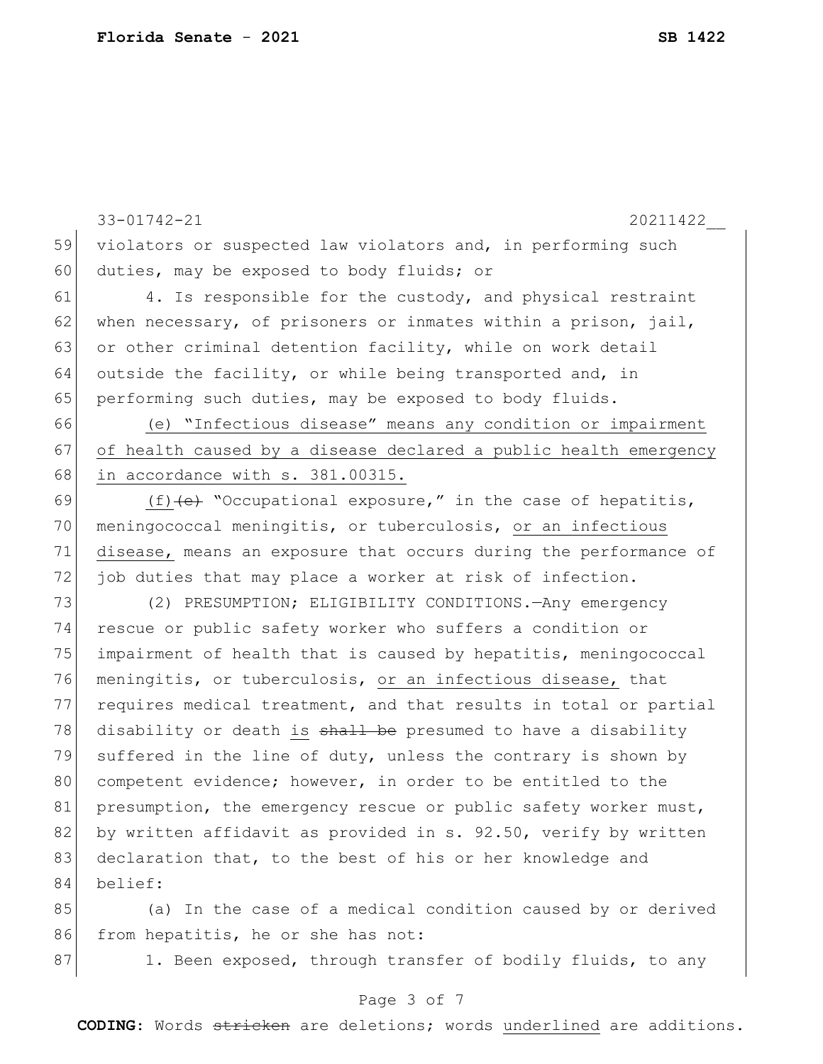violators or suspected law violators and, in performing such duties, may be exposed to body fluids; or

4. Is responsible for the custody, and physical restraint when necessary, of prisoners or inmates within a prison, jail, or other criminal detention facility, while on work detail outside the facility, or while being transported and, in performing such duties, may be exposed to body fluids.

(e) "Infectious disease" means any condition or impairment of health caused by a disease declared a public health emergency in accordance with s. 381.00315.

(f)~~(e)~~ "Occupational exposure," in the case of hepatitis, meningococcal meningitis, or tuberculosis, or an infectious disease, means an exposure that occurs during the performance of job duties that may place a worker at risk of infection.

(2) PRESUMPTION; ELIGIBILITY CONDITIONS.—Any emergency rescue or public safety worker who suffers a condition or impairment of health that is caused by hepatitis, meningococcal meningitis, or tuberculosis, or an infectious disease, that requires medical treatment, and that results in total or partial disability or death is ~~shall be~~ presumed to have a disability suffered in the line of duty, unless the contrary is shown by competent evidence; however, in order to be entitled to the presumption, the emergency rescue or public safety worker must, by written affidavit as provided in s. 92.50, verify by written declaration that, to the best of his or her knowledge and belief:

(a) In the case of a medical condition caused by or derived from hepatitis, he or she has not:

1. Been exposed, through transfer of bodily fluids, to any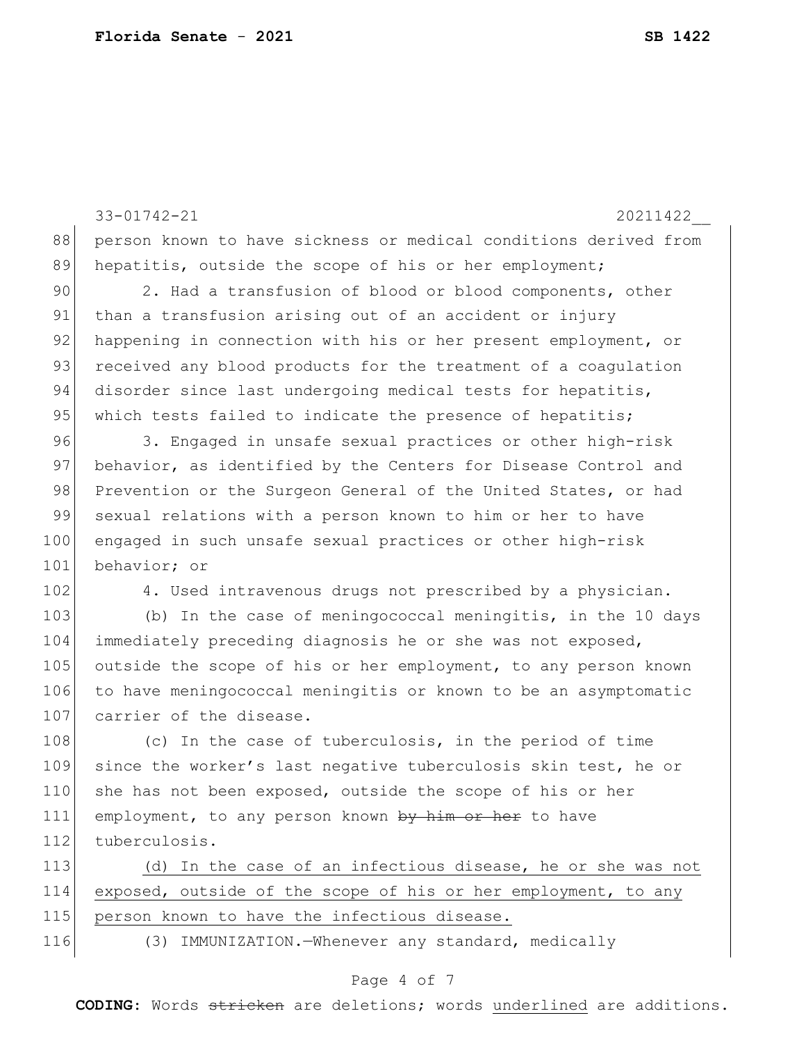person known to have sickness or medical conditions derived from hepatitis, outside the scope of his or her employment;

2. Had a transfusion of blood or blood components, other than a transfusion arising out of an accident or injury happening in connection with his or her present employment, or received any blood products for the treatment of a coagulation disorder since last undergoing medical tests for hepatitis, which tests failed to indicate the presence of hepatitis;

3. Engaged in unsafe sexual practices or other high-risk behavior, as identified by the Centers for Disease Control and Prevention or the Surgeon General of the United States, or had sexual relations with a person known to him or her to have engaged in such unsafe sexual practices or other high-risk behavior; or

4. Used intravenous drugs not prescribed by a physician.

(b) In the case of meningococcal meningitis, in the 10 days immediately preceding diagnosis he or she was not exposed, outside the scope of his or her employment, to any person known to have meningococcal meningitis or known to be an asymptomatic carrier of the disease.

(c) In the case of tuberculosis, in the period of time since the worker's last negative tuberculosis skin test, he or she has not been exposed, outside the scope of his or her employment, to any person known ~~by him or her~~ to have tuberculosis.

<u>(d) In the case of an infectious disease, he or she was not exposed, outside of the scope of his or her employment, to any person known to have the infectious disease.</u>

(3) IMMUNIZATION.—Whenever any standard, medically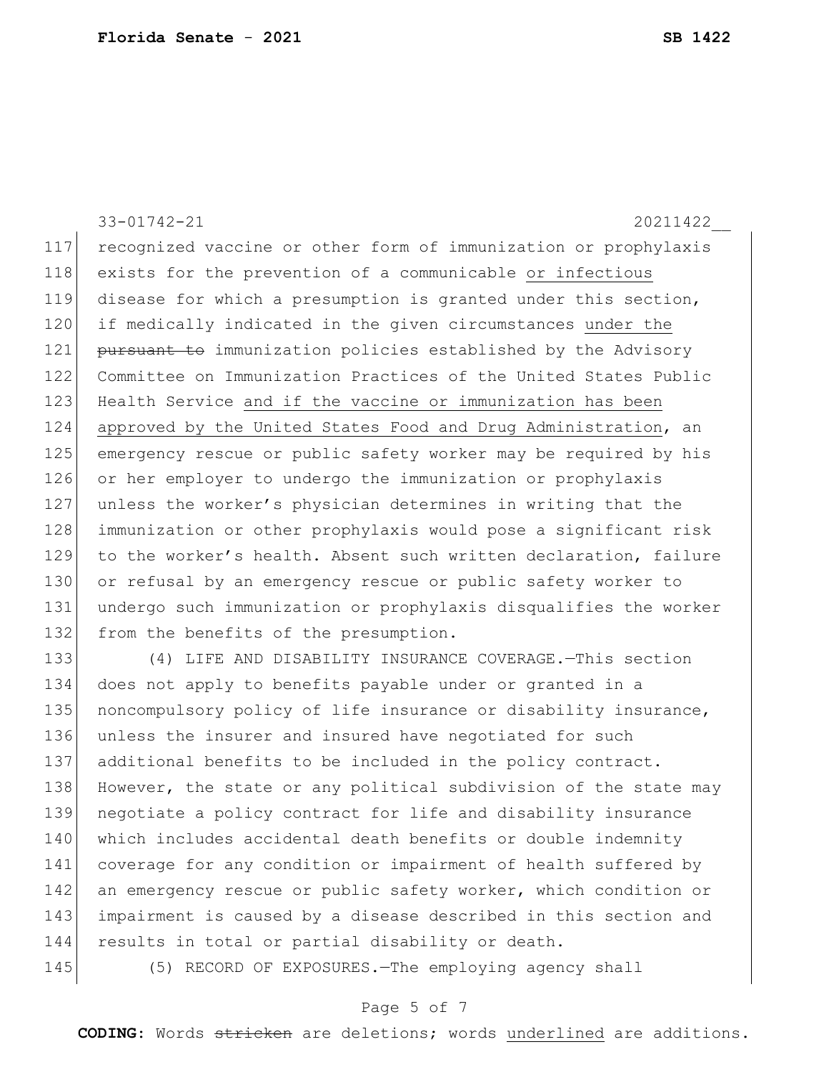recognized vaccine or other form of immunization or prophylaxis exists for the prevention of a communicable <u>or infectious</u> disease for which a presumption is granted under this section, if medically indicated in the given circumstances <u>under the</u> ~~pursuant to~~ immunization policies established by the Advisory Committee on Immunization Practices of the United States Public Health Service <u>and if the vaccine or immunization has been approved by the United States Food and Drug Administration</u>, an emergency rescue or public safety worker may be required by his or her employer to undergo the immunization or prophylaxis unless the worker's physician determines in writing that the immunization or other prophylaxis would pose a significant risk to the worker's health. Absent such written declaration, failure or refusal by an emergency rescue or public safety worker to undergo such immunization or prophylaxis disqualifies the worker from the benefits of the presumption.

(4) LIFE AND DISABILITY INSURANCE COVERAGE.—This section does not apply to benefits payable under or granted in a noncompulsory policy of life insurance or disability insurance, unless the insurer and insured have negotiated for such additional benefits to be included in the policy contract. However, the state or any political subdivision of the state may negotiate a policy contract for life and disability insurance which includes accidental death benefits or double indemnity coverage for any condition or impairment of health suffered by an emergency rescue or public safety worker, which condition or impairment is caused by a disease described in this section and results in total or partial disability or death.

(5) RECORD OF EXPOSURES.—The employing agency shall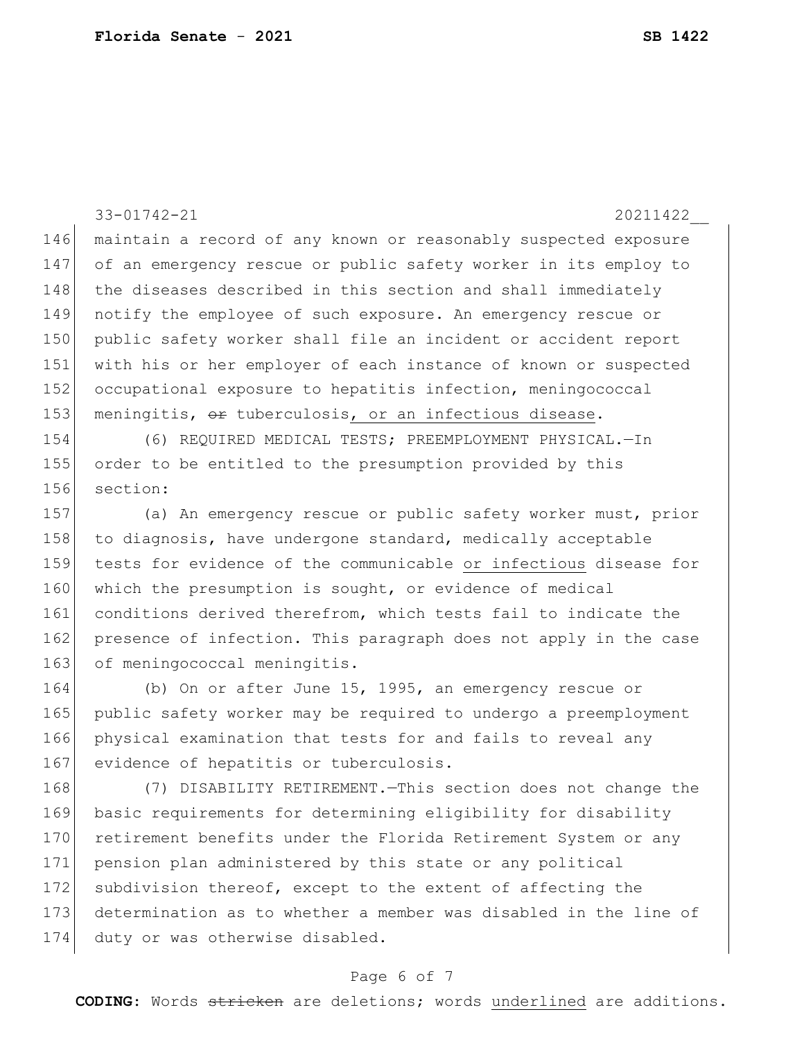maintain a record of any known or reasonably suspected exposure of an emergency rescue or public safety worker in its employ to the diseases described in this section and shall immediately notify the employee of such exposure. An emergency rescue or public safety worker shall file an incident or accident report with his or her employer of each instance of known or suspected occupational exposure to hepatitis infection, meningococcal meningitis, ~~or~~ tuberculosis, or an infectious disease.

(6) REQUIRED MEDICAL TESTS; PREEMPLOYMENT PHYSICAL.—In order to be entitled to the presumption provided by this section:

(a) An emergency rescue or public safety worker must, prior to diagnosis, have undergone standard, medically acceptable tests for evidence of the communicable or infectious disease for which the presumption is sought, or evidence of medical conditions derived therefrom, which tests fail to indicate the presence of infection. This paragraph does not apply in the case of meningococcal meningitis.

(b) On or after June 15, 1995, an emergency rescue or public safety worker may be required to undergo a preemployment physical examination that tests for and fails to reveal any evidence of hepatitis or tuberculosis.

(7) DISABILITY RETIREMENT.—This section does not change the basic requirements for determining eligibility for disability retirement benefits under the Florida Retirement System or any pension plan administered by this state or any political subdivision thereof, except to the extent of affecting the determination as to whether a member was disabled in the line of duty or was otherwise disabled.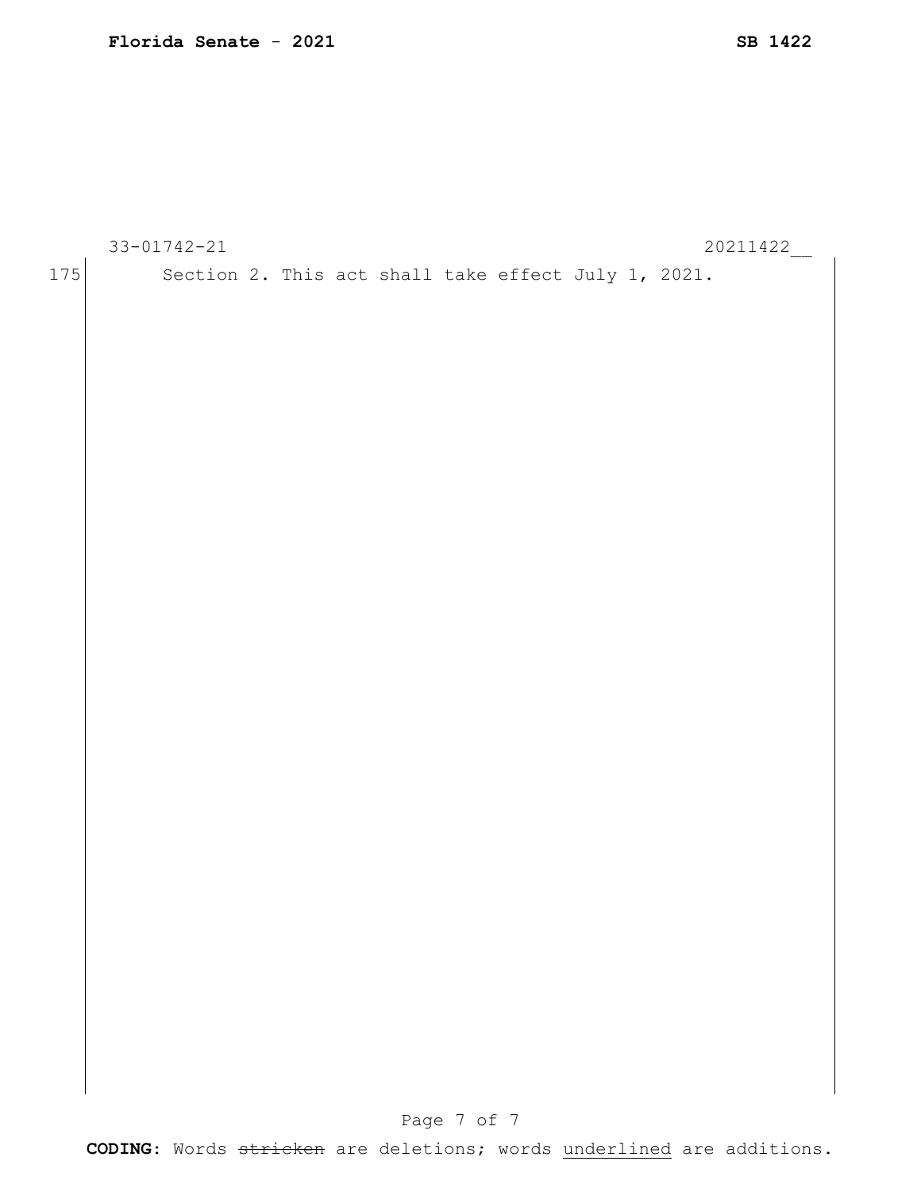175 Section 2. This act shall take effect July 1, 2021.